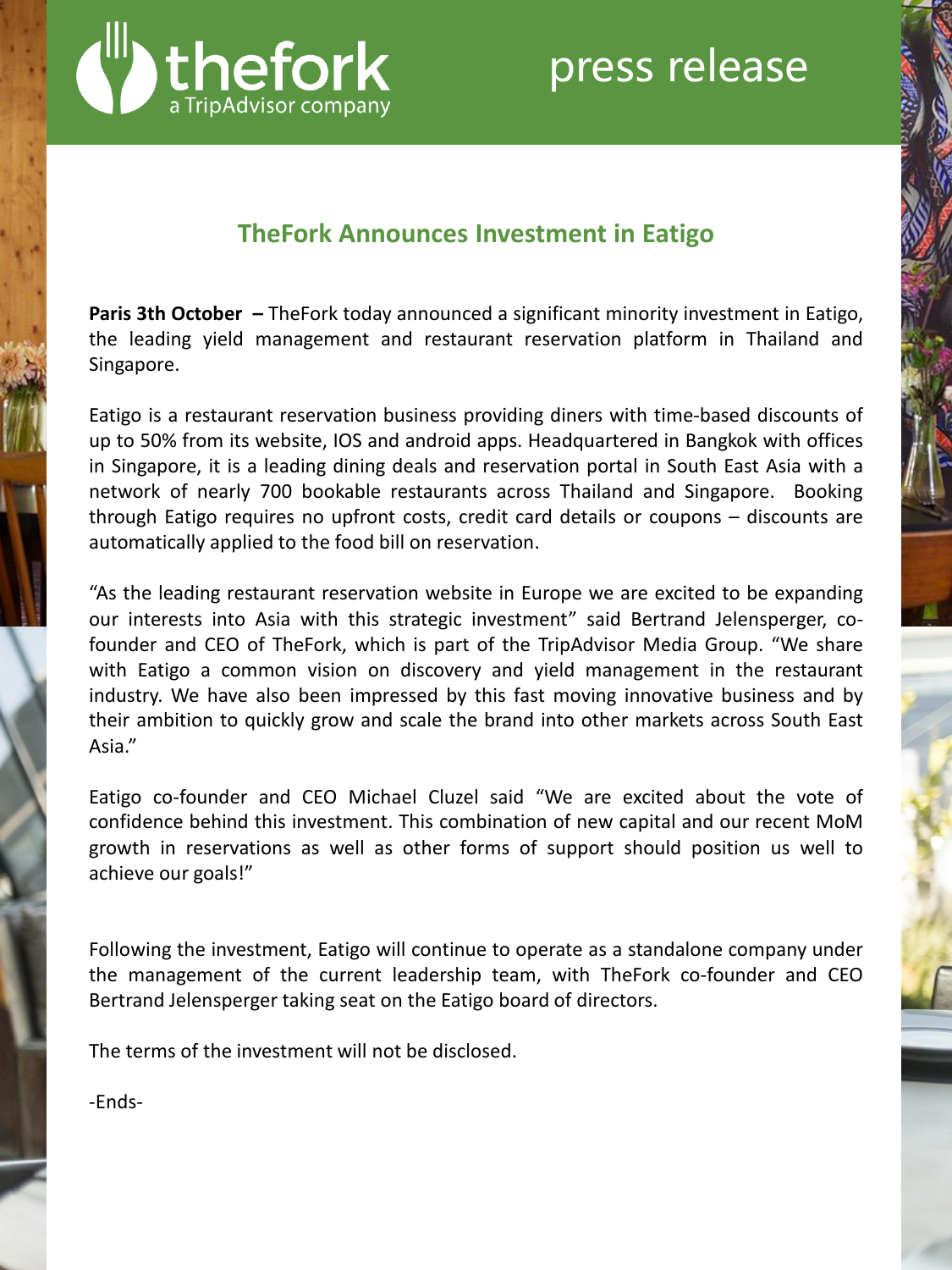thefork
a TripAdvisor company

press release

## TheFork Announces Investment in Eatigo

**Paris 3th October –** TheFork today announced a significant minority investment in Eatigo, the leading yield management and restaurant reservation platform in Thailand and Singapore.

Eatigo is a restaurant reservation business providing diners with time-based discounts of up to 50% from its website, IOS and android apps. Headquartered in Bangkok with offices in Singapore, it is a leading dining deals and reservation portal in South East Asia with a network of nearly 700 bookable restaurants across Thailand and Singapore. Booking through Eatigo requires no upfront costs, credit card details or coupons – discounts are automatically applied to the food bill on reservation.

"As the leading restaurant reservation website in Europe we are excited to be expanding our interests into Asia with this strategic investment" said Bertrand Jelensperger, co-founder and CEO of TheFork, which is part of the TripAdvisor Media Group. "We share with Eatigo a common vision on discovery and yield management in the restaurant industry. We have also been impressed by this fast moving innovative business and by their ambition to quickly grow and scale the brand into other markets across South East Asia."

Eatigo co-founder and CEO Michael Cluzel said "We are excited about the vote of confidence behind this investment. This combination of new capital and our recent MoM growth in reservations as well as other forms of support should position us well to achieve our goals!"

Following the investment, Eatigo will continue to operate as a standalone company under the management of the current leadership team, with TheFork co-founder and CEO Bertrand Jelensperger taking seat on the Eatigo board of directors.

The terms of the investment will not be disclosed.

-Ends-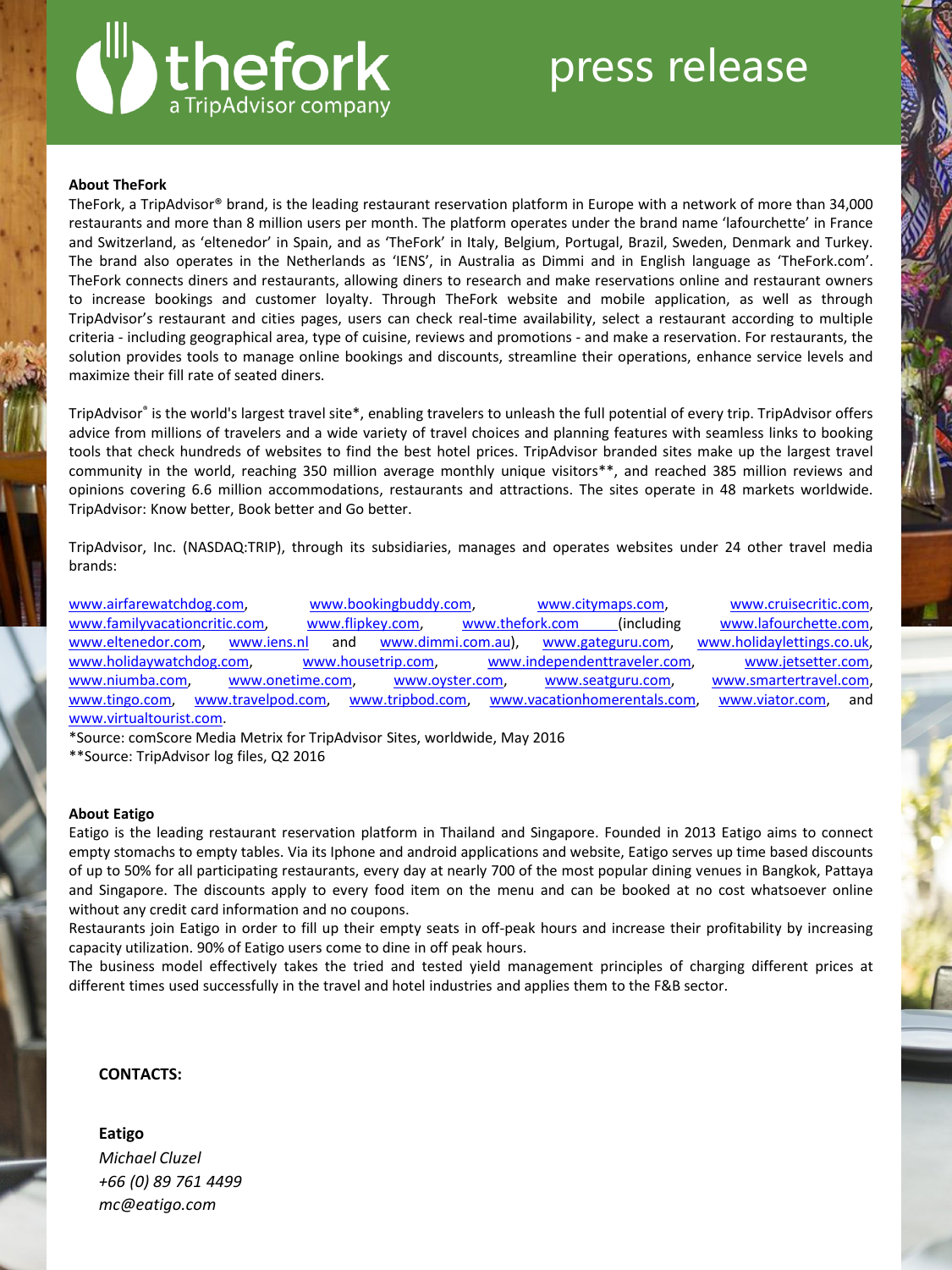**thefork** a TripAdvisor company

# press release

## About TheFork

TheFork, a TripAdvisor® brand, is the leading restaurant reservation platform in Europe with a network of more than 34,000 restaurants and more than 8 million users per month. The platform operates under the brand name 'lafourchette' in France and Switzerland, as 'eltenedor' in Spain, and as 'TheFork' in Italy, Belgium, Portugal, Brazil, Sweden, Denmark and Turkey. The brand also operates in the Netherlands as 'IENS', in Australia as Dimmi and in English language as 'TheFork.com'. TheFork connects diners and restaurants, allowing diners to research and make reservations online and restaurant owners to increase bookings and customer loyalty. Through TheFork website and mobile application, as well as through TripAdvisor's restaurant and cities pages, users can check real-time availability, select a restaurant according to multiple criteria - including geographical area, type of cuisine, reviews and promotions - and make a reservation. For restaurants, the solution provides tools to manage online bookings and discounts, streamline their operations, enhance service levels and maximize their fill rate of seated diners.

TripAdvisor® is the world's largest travel site*, enabling travelers to unleash the full potential of every trip. TripAdvisor offers advice from millions of travelers and a wide variety of travel choices and planning features with seamless links to booking tools that check hundreds of websites to find the best hotel prices. TripAdvisor branded sites make up the largest travel community in the world, reaching 350 million average monthly unique visitors**, and reached 385 million reviews and opinions covering 6.6 million accommodations, restaurants and attractions. The sites operate in 48 markets worldwide. TripAdvisor: Know better, Book better and Go better.

TripAdvisor, Inc. (NASDAQ:TRIP), through its subsidiaries, manages and operates websites under 24 other travel media brands:

www.airfarewatchdog.com, www.bookingbuddy.com, www.citymaps.com, www.cruisecritic.com, www.familyvacationcritic.com, www.flipkey.com, www.thefork.com (including www.lafourchette.com, www.eltenedor.com, www.iens.nl and www.dimmi.com.au), www.gateguru.com, www.holidaylettings.co.uk, www.holidaywatchdog.com, www.housetrip.com, www.independenttraveler.com, www.jetsetter.com, www.niumba.com, www.onetime.com, www.oyster.com, www.seatguru.com, www.smartertravel.com, www.tingo.com, www.travelpod.com, www.tripbod.com, www.vacationhomerentals.com, www.viator.com, and www.virtualtourist.com.

*Source: comScore Media Metrix for TripAdvisor Sites, worldwide, May 2016
**Source: TripAdvisor log files, Q2 2016

## About Eatigo

Eatigo is the leading restaurant reservation platform in Thailand and Singapore. Founded in 2013 Eatigo aims to connect empty stomachs to empty tables. Via its Iphone and android applications and website, Eatigo serves up time based discounts of up to 50% for all participating restaurants, every day at nearly 700 of the most popular dining venues in Bangkok, Pattaya and Singapore. The discounts apply to every food item on the menu and can be booked at no cost whatsoever online without any credit card information and no coupons.
Restaurants join Eatigo in order to fill up their empty seats in off-peak hours and increase their profitability by increasing capacity utilization. 90% of Eatigo users come to dine in off peak hours.
The business model effectively takes the tried and tested yield management principles of charging different prices at different times used successfully in the travel and hotel industries and applies them to the F&B sector.

**CONTACTS:**

**Eatigo**
*Michael Cluzel*
*+66 (0) 89 761 4499*
*mc@eatigo.com*